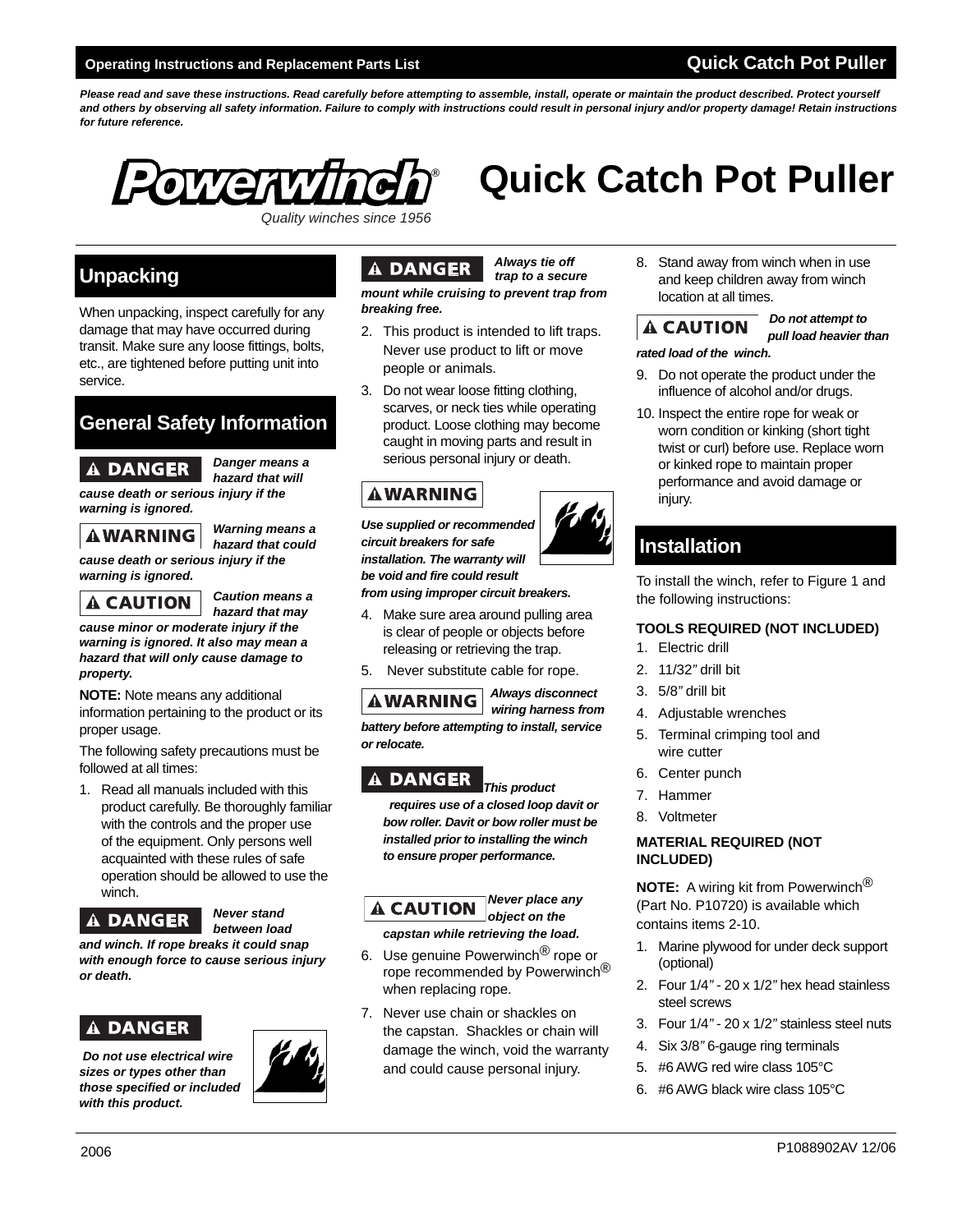**Operating Instructions and Replacement Parts List** — **Quick Catch Pot Puller**

***Please read and save these instructions. Read carefully before attempting to assemble, install, operate or maintain the product described. Protect yourself and others by observing all safety information. Failure to comply with instructions could result in personal injury and/or property damage! Retain instructions for future reference.***

Powerwinch®

*Quality winches since 1956*

# Quick Catch Pot Puller

## Unpacking

When unpacking, inspect carefully for any damage that may have occurred during transit. Make sure any loose fittings, bolts, etc., are tightened before putting unit into service.

## General Safety Information

**⚠ DANGER** ***Danger means a hazard that will cause death or serious injury if the warning is ignored.***

**⚠ WARNING** ***Warning means a hazard that could cause death or serious injury if the warning is ignored.***

**⚠ CAUTION** ***Caution means a hazard that may cause minor or moderate injury if the warning is ignored. It also may mean a hazard that will only cause damage to property.***

**NOTE:** Note means any additional information pertaining to the product or its proper usage.

The following safety precautions must be followed at all times:

1. Read all manuals included with this product carefully. Be thoroughly familiar with the controls and the proper use of the equipment. Only persons well acquainted with these rules of safe operation should be allowed to use the winch.

**⚠ DANGER** ***Never stand between load and winch. If rope breaks it could snap with enough force to cause serious injury or death.***

**⚠ DANGER** ***Do not use electrical wire sizes or types other than those specified or included with this product.***

**⚠ DANGER** ***Always tie off trap to a secure mount while cruising to prevent trap from breaking free.***

2. This product is intended to lift traps. Never use product to lift or move people or animals.
3. Do not wear loose fitting clothing, scarves, or neck ties while operating product. Loose clothing may become caught in moving parts and result in serious personal injury or death.

**⚠ WARNING** ***Use supplied or recommended circuit breakers for safe installation. The warranty will be void and fire could result from using improper circuit breakers.***

4. Make sure area around pulling area is clear of people or objects before releasing or retrieving the trap.
5. Never substitute cable for rope.

**⚠ WARNING** ***Always disconnect wiring harness from battery before attempting to install, service or relocate.***

**⚠ DANGER** ***This product requires use of a closed loop davit or bow roller. Davit or bow roller must be installed prior to installing the winch to ensure proper performance.***

**⚠ CAUTION** ***Never place any object on the capstan while retrieving the load.***

6. Use genuine Powerwinch® rope or rope recommended by Powerwinch® when replacing rope.
7. Never use chain or shackles on the capstan. Shackles or chain will damage the winch, void the warranty and could cause personal injury.
8. Stand away from winch when in use and keep children away from winch location at all times.

**⚠ CAUTION** ***Do not attempt to pull load heavier than rated load of the winch.***

9. Do not operate the product under the influence of alcohol and/or drugs.
10. Inspect the entire rope for weak or worn condition or kinking (short tight twist or curl) before use. Replace worn or kinked rope to maintain proper performance and avoid damage or injury.

## Installation

To install the winch, refer to Figure 1 and the following instructions:

**TOOLS REQUIRED (NOT INCLUDED)**

1. Electric drill
2. 11/32" drill bit
3. 5/8" drill bit
4. Adjustable wrenches
5. Terminal crimping tool and wire cutter
6. Center punch
7. Hammer
8. Voltmeter

**MATERIAL REQUIRED (NOT INCLUDED)**

**NOTE:** A wiring kit from Powerwinch® (Part No. P10720) is available which contains items 2-10.

1. Marine plywood for under deck support (optional)
2. Four 1/4" - 20 x 1/2" hex head stainless steel screws
3. Four 1/4" - 20 x 1/2" stainless steel nuts
4. Six 3/8" 6-gauge ring terminals
5. #6 AWG red wire class 105°C
6. #6 AWG black wire class 105°C

2006 — P1088902AV 12/06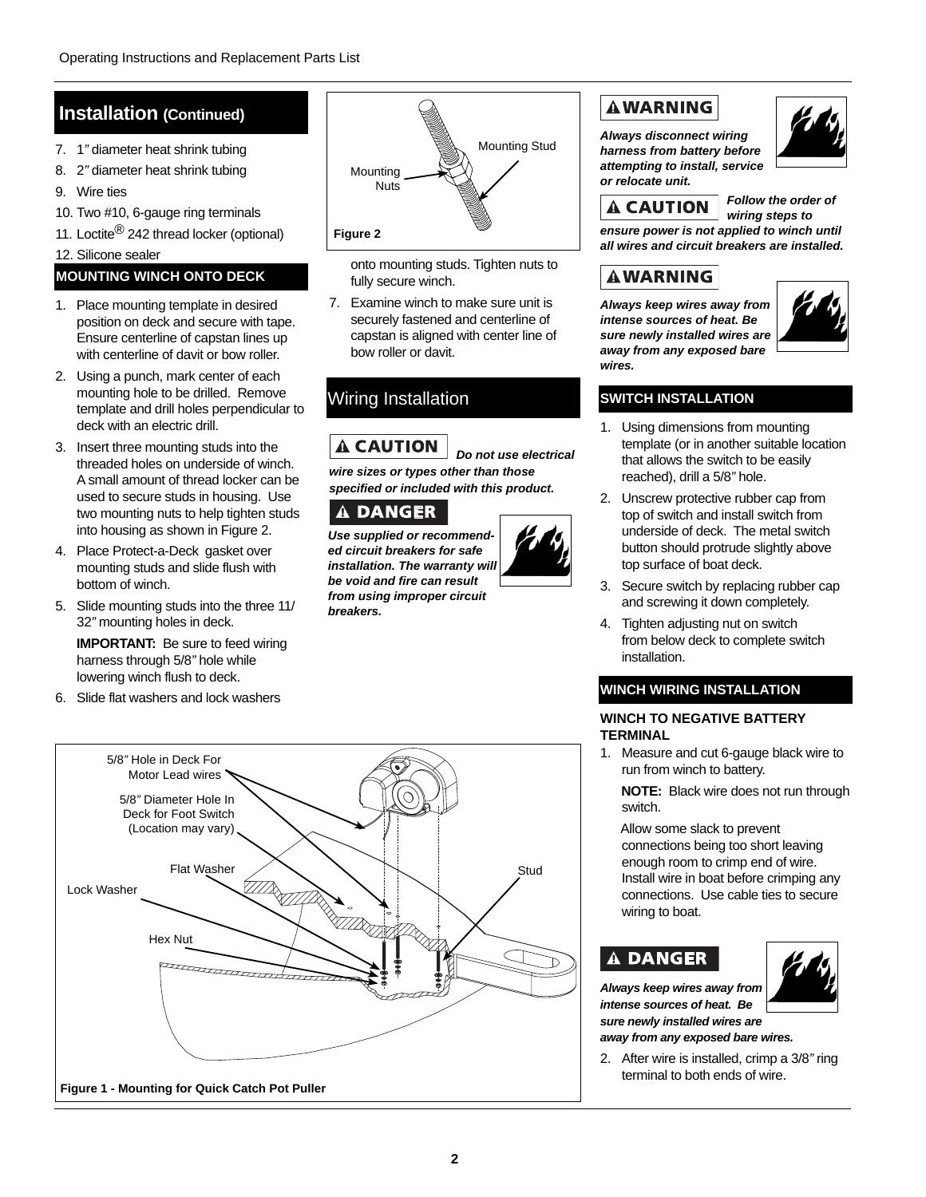## Installation (Continued)

7. 1″ diameter heat shrink tubing
8. 2″ diameter heat shrink tubing
9. Wire ties
10. Two #10, 6-gauge ring terminals
11. Loctite® 242 thread locker (optional)
12. Silicone sealer

### MOUNTING WINCH ONTO DECK

1. Place mounting template in desired position on deck and secure with tape. Ensure centerline of capstan lines up with centerline of davit or bow roller.
2. Using a punch, mark center of each mounting hole to be drilled. Remove template and drill holes perpendicular to deck with an electric drill.
3. Insert three mounting studs into the threaded holes on underside of winch. A small amount of thread locker can be used to secure studs in housing. Use two mounting nuts to help tighten studs into housing as shown in Figure 2.
4. Place Protect-a-Deck gasket over mounting studs and slide flush with bottom of winch.
5. Slide mounting studs into the three 11/32″ mounting holes in deck.

   **IMPORTANT:** Be sure to feed wiring harness through 5/8″ hole while lowering winch flush to deck.
6. Slide flat washers and lock washers onto mounting studs. Tighten nuts to fully secure winch.
7. Examine winch to make sure unit is securely fastened and centerline of capstan is aligned with center line of bow roller or davit.

Mounting Stud
Mounting Nuts

**Figure 2**

5/8″ Hole in Deck For Motor Lead wires
5/8″ Diameter Hole In Deck for Foot Switch (Location may vary)
Flat Washer
Lock Washer
Hex Nut
Stud

**Figure 1 - Mounting for Quick Catch Pot Puller**

## Wiring Installation

**⚠ CAUTION** ***Do not use electrical wire sizes or types other than those specified or included with this product.***

**⚠ DANGER**

***Use supplied or recommended circuit breakers for safe installation. The warranty will be void and fire can result from using improper circuit breakers.***

**⚠ WARNING**

***Always disconnect wiring harness from battery before attempting to install, service or relocate unit.***

**⚠ CAUTION** ***Follow the order of wiring steps to ensure power is not applied to winch until all wires and circuit breakers are installed.***

**⚠ WARNING**

***Always keep wires away from intense sources of heat. Be sure newly installed wires are away from any exposed bare wires.***

### SWITCH INSTALLATION

1. Using dimensions from mounting template (or in another suitable location that allows the switch to be easily reached), drill a 5/8″ hole.
2. Unscrew protective rubber cap from top of switch and install switch from underside of deck. The metal switch button should protrude slightly above top surface of boat deck.
3. Secure switch by replacing rubber cap and screwing it down completely.
4. Tighten adjusting nut on switch from below deck to complete switch installation.

### WINCH WIRING INSTALLATION

**WINCH TO NEGATIVE BATTERY TERMINAL**

1. Measure and cut 6-gauge black wire to run from winch to battery.

   **NOTE:** Black wire does not run through switch.

   Allow some slack to prevent connections being too short leaving enough room to crimp end of wire. Install wire in boat before crimping any connections. Use cable ties to secure wiring to boat.

**⚠ DANGER**

***Always keep wires away from intense sources of heat. Be sure newly installed wires are away from any exposed bare wires.***

2. After wire is installed, crimp a 3/8″ ring terminal to both ends of wire.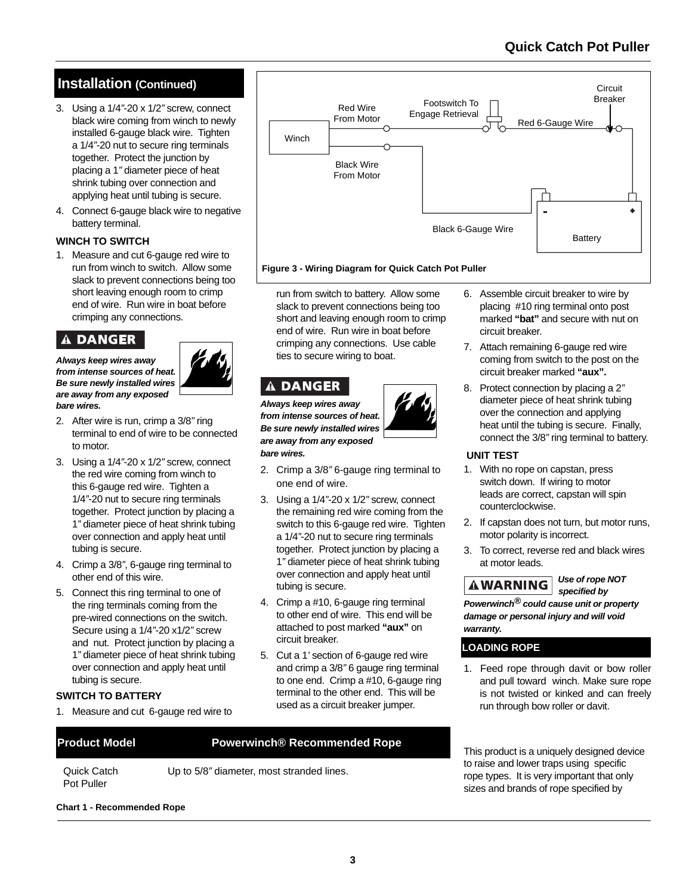## Installation (Continued)

3. Using a 1/4″-20 x 1/2″ screw, connect black wire coming from winch to newly installed 6-gauge black wire. Tighten a 1/4″-20 nut to secure ring terminals together. Protect the junction by placing a 1″ diameter piece of heat shrink tubing over connection and applying heat until tubing is secure.
4. Connect 6-gauge black wire to negative battery terminal.

**WINCH TO SWITCH**

1. Measure and cut 6-gauge red wire to run from winch to switch. Allow some slack to prevent connections being too short leaving enough room to crimp end of wire. Run wire in boat before crimping any connections.

**⚠ DANGER**

***Always keep wires away from intense sources of heat. Be sure newly installed wires are away from any exposed bare wires.***

2. After wire is run, crimp a 3/8″ ring terminal to end of wire to be connected to motor.
3. Using a 1/4″-20 x 1/2″ screw, connect the red wire coming from winch to this 6-gauge red wire. Tighten a 1/4″-20 nut to secure ring terminals together. Protect junction by placing a 1″ diameter piece of heat shrink tubing over connection and apply heat until tubing is secure.
4. Crimp a 3/8″, 6-gauge ring terminal to other end of this wire.
5. Connect this ring terminal to one of the ring terminals coming from the pre-wired connections on the switch. Secure using a 1/4″-20 x1/2″ screw and nut. Protect junction by placing a 1″ diameter piece of heat shrink tubing over connection and apply heat until tubing is secure.

**SWITCH TO BATTERY**

1. Measure and cut 6-gauge red wire to run from switch to battery. Allow some slack to prevent connections being too short and leaving enough room to crimp end of wire. Run wire in boat before crimping any connections. Use cable ties to secure wiring to boat.

**⚠ DANGER**

***Always keep wires away from intense sources of heat. Be sure newly installed wires are away from any exposed bare wires.***

2. Crimp a 3/8″ 6-gauge ring terminal to one end of wire.
3. Using a 1/4″-20 x 1/2″ screw, connect the remaining red wire coming from the switch to this 6-gauge red wire. Tighten a 1/4″-20 nut to secure ring terminals together. Protect junction by placing a 1″ diameter piece of heat shrink tubing over connection and apply heat until tubing is secure.
4. Crimp a #10, 6-gauge ring terminal to other end of wire. This end will be attached to post marked **"aux"** on circuit breaker.
5. Cut a 1′ section of 6-gauge red wire and crimp a 3/8″ 6 gauge ring terminal to one end. Crimp a #10, 6-gauge ring terminal to the other end. This will be used as a circuit breaker jumper.
6. Assemble circuit breaker to wire by placing #10 ring terminal onto post marked **"bat"** and secure with nut on circuit breaker.
7. Attach remaining 6-gauge red wire coming from switch to the post on the circuit breaker marked **"aux".**
8. Protect connection by placing a 2″ diameter piece of heat shrink tubing over the connection and applying heat until the tubing is secure. Finally, connect the 3/8″ ring terminal to battery.

Winch — Red Wire From Motor — Footswitch To Engage Retrieval — Red 6-Gauge Wire — Circuit Breaker — Battery (+)

Winch — Black Wire From Motor — Black 6-Gauge Wire — Battery (-)

**Figure 3 - Wiring Diagram for Quick Catch Pot Puller**

**UNIT TEST**

1. With no rope on capstan, press switch down. If wiring to motor leads are correct, capstan will spin counterclockwise.
2. If capstan does not turn, but motor runs, motor polarity is incorrect.
3. To correct, reverse red and black wires at motor leads.

**⚠WARNING** ***Use of rope NOT specified by Powerwinch® could cause unit or property damage or personal injury and will void warranty.***

**LOADING ROPE**

1. Feed rope through davit or bow roller and pull toward winch. Make sure rope is not twisted or kinked and can freely run through bow roller or davit.

| Product Model | Powerwinch® Recommended Rope |
|---|---|
| Quick Catch Pot Puller | Up to 5/8″ diameter, most stranded lines. |

**Chart 1 - Recommended Rope**

This product is a uniquely designed device to raise and lower traps using specific rope types. It is very important that only sizes and brands of rope specified by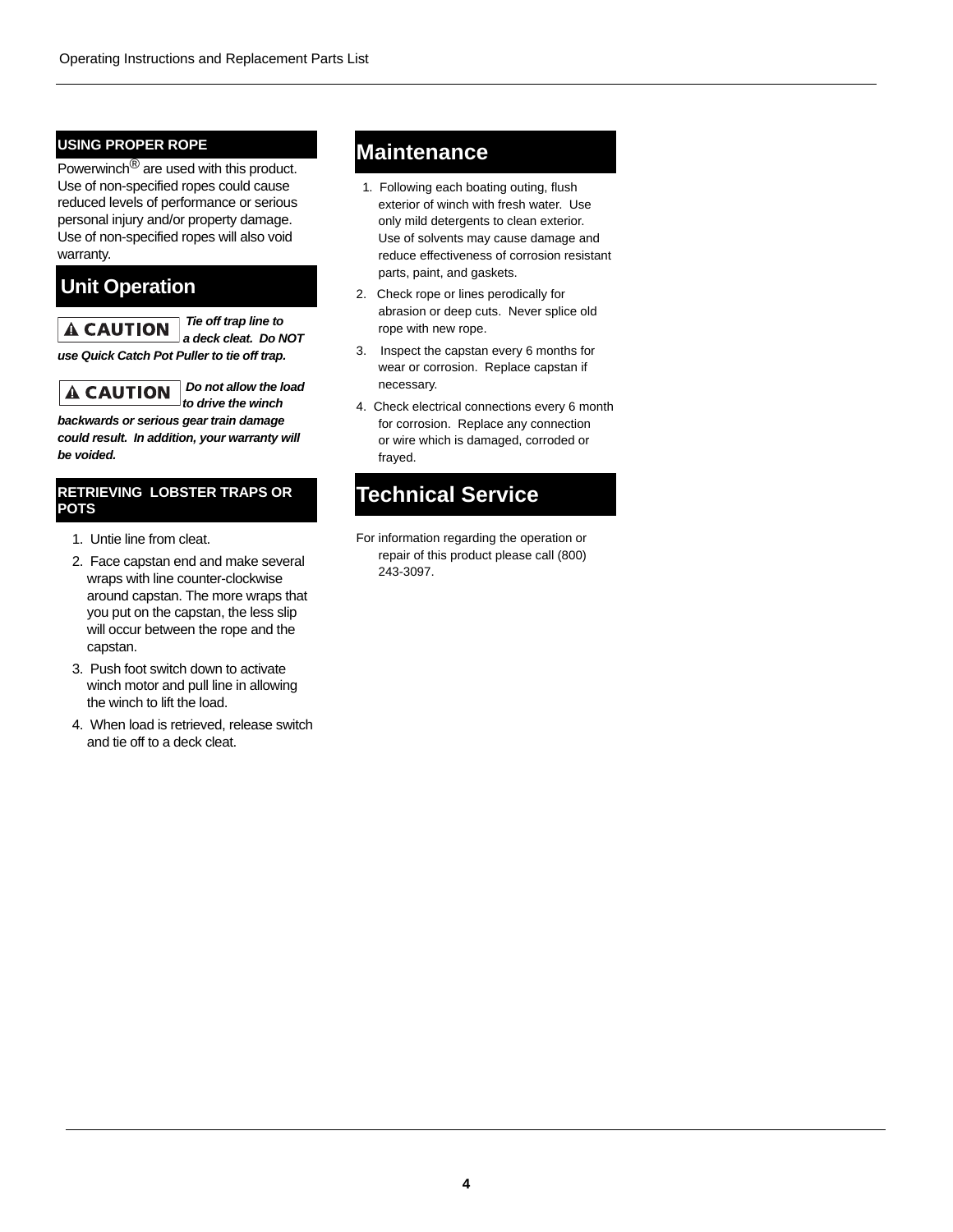### USING PROPER ROPE

Powerwinch® are used with this product. Use of non-specified ropes could cause reduced levels of performance or serious personal injury and/or property damage. Use of non-specified ropes will also void warranty.

## Unit Operation

**⚠ CAUTION** ***Tie off trap line to a deck cleat. Do NOT use Quick Catch Pot Puller to tie off trap.***

**⚠ CAUTION** ***Do not allow the load to drive the winch backwards or serious gear train damage could result. In addition, your warranty will be voided.***

### RETRIEVING LOBSTER TRAPS OR POTS

1. Untie line from cleat.
2. Face capstan end and make several wraps with line counter-clockwise around capstan. The more wraps that you put on the capstan, the less slip will occur between the rope and the capstan.
3. Push foot switch down to activate winch motor and pull line in allowing the winch to lift the load.
4. When load is retrieved, release switch and tie off to a deck cleat.

## Maintenance

1. Following each boating outing, flush exterior of winch with fresh water. Use only mild detergents to clean exterior. Use of solvents may cause damage and reduce effectiveness of corrosion resistant parts, paint, and gaskets.
2. Check rope or lines perodically for abrasion or deep cuts. Never splice old rope with new rope.
3. Inspect the capstan every 6 months for wear or corrosion. Replace capstan if necessary.
4. Check electrical connections every 6 month for corrosion. Replace any connection or wire which is damaged, corroded or frayed.

## Technical Service

For information regarding the operation or repair of this product please call (800) 243-3097.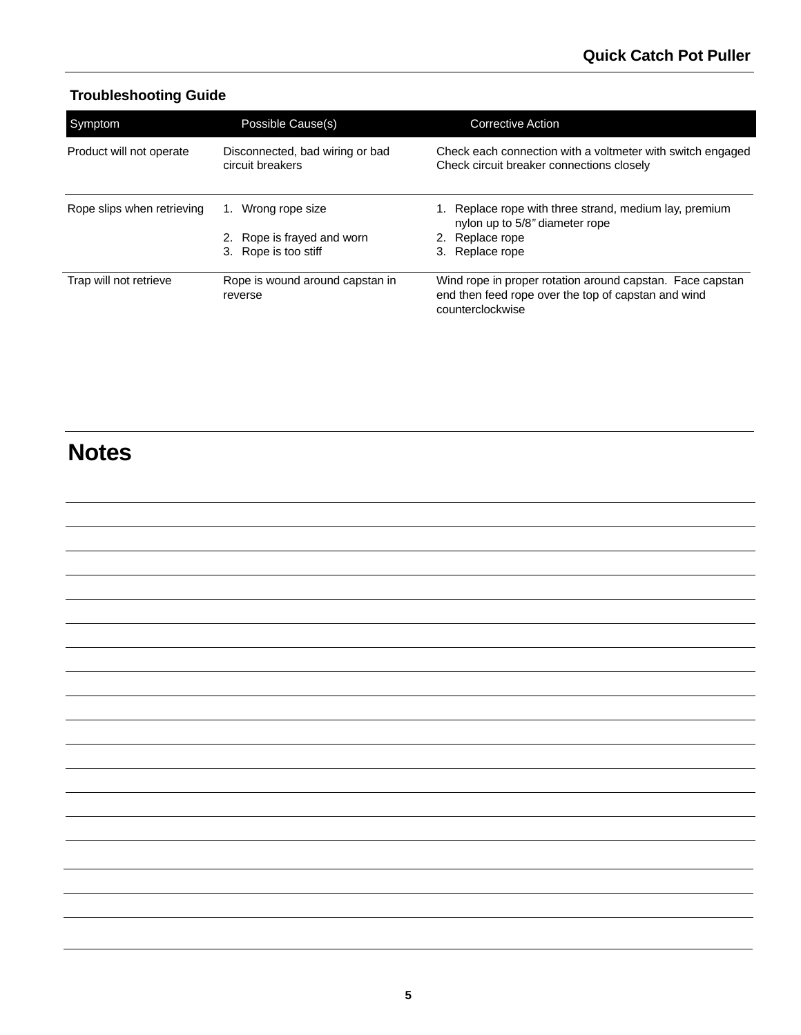## Troubleshooting Guide

| Symptom | Possible Cause(s) | Corrective Action |
|---|---|---|
| Product will not operate | Disconnected, bad wiring or bad circuit breakers | Check each connection with a voltmeter with switch engaged<br>Check circuit breaker connections closely |
| Rope slips when retrieving | 1. Wrong rope size<br>2. Rope is frayed and worn<br>3. Rope is too stiff | 1. Replace rope with three strand, medium lay, premium nylon up to 5/8" diameter rope<br>2. Replace rope<br>3. Replace rope |
| Trap will not retrieve | Rope is wound around capstan in reverse | Wind rope in proper rotation around capstan. Face capstan end then feed rope over the top of capstan and wind counterclockwise |

# Notes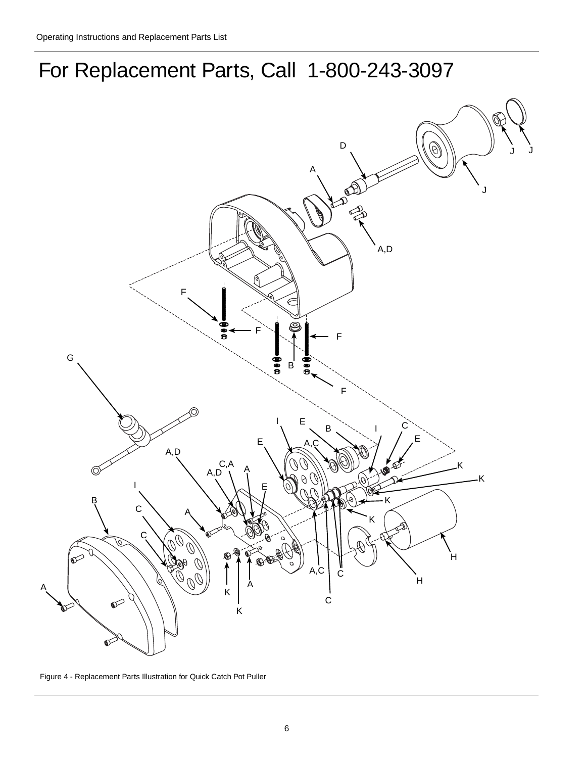# For Replacement Parts, Call 1-800-243-3097

Figure 4 - Replacement Parts Illustration for Quick Catch Pot Puller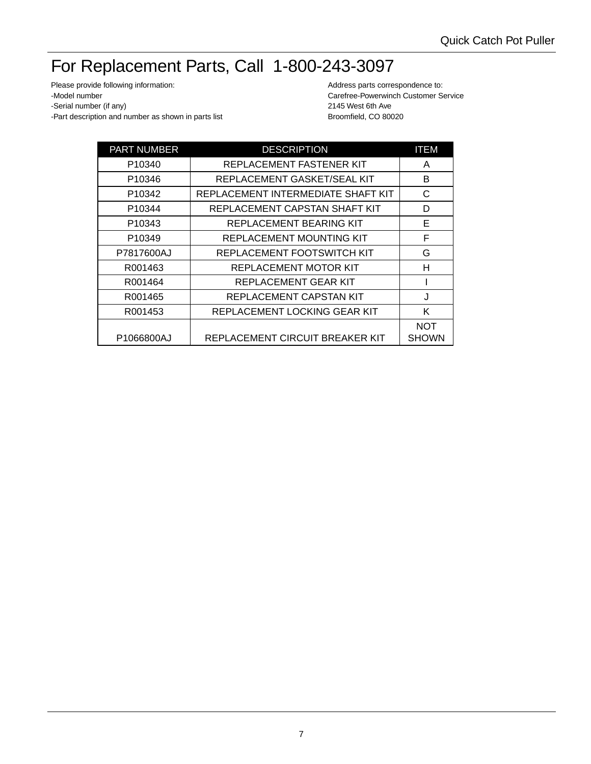# For Replacement Parts, Call 1-800-243-3097

Please provide following information:
-Model number
-Serial number (if any)
-Part description and number as shown in parts list

Address parts correspondence to:
Carefree-Powerwinch Customer Service
2145 West 6th Ave
Broomfield, CO 80020

| PART NUMBER | DESCRIPTION | ITEM |
|---|---|---|
| P10340 | REPLACEMENT FASTENER KIT | A |
| P10346 | REPLACEMENT GASKET/SEAL KIT | B |
| P10342 | REPLACEMENT INTERMEDIATE SHAFT KIT | C |
| P10344 | REPLACEMENT CAPSTAN SHAFT KIT | D |
| P10343 | REPLACEMENT BEARING KIT | E |
| P10349 | REPLACEMENT MOUNTING KIT | F |
| P7817600AJ | REPLACEMENT FOOTSWITCH KIT | G |
| R001463 | REPLACEMENT MOTOR KIT | H |
| R001464 | REPLACEMENT GEAR KIT | I |
| R001465 | REPLACEMENT CAPSTAN KIT | J |
| R001453 | REPLACEMENT LOCKING GEAR KIT | K |
| P1066800AJ | REPLACEMENT CIRCUIT BREAKER KIT | NOT SHOWN |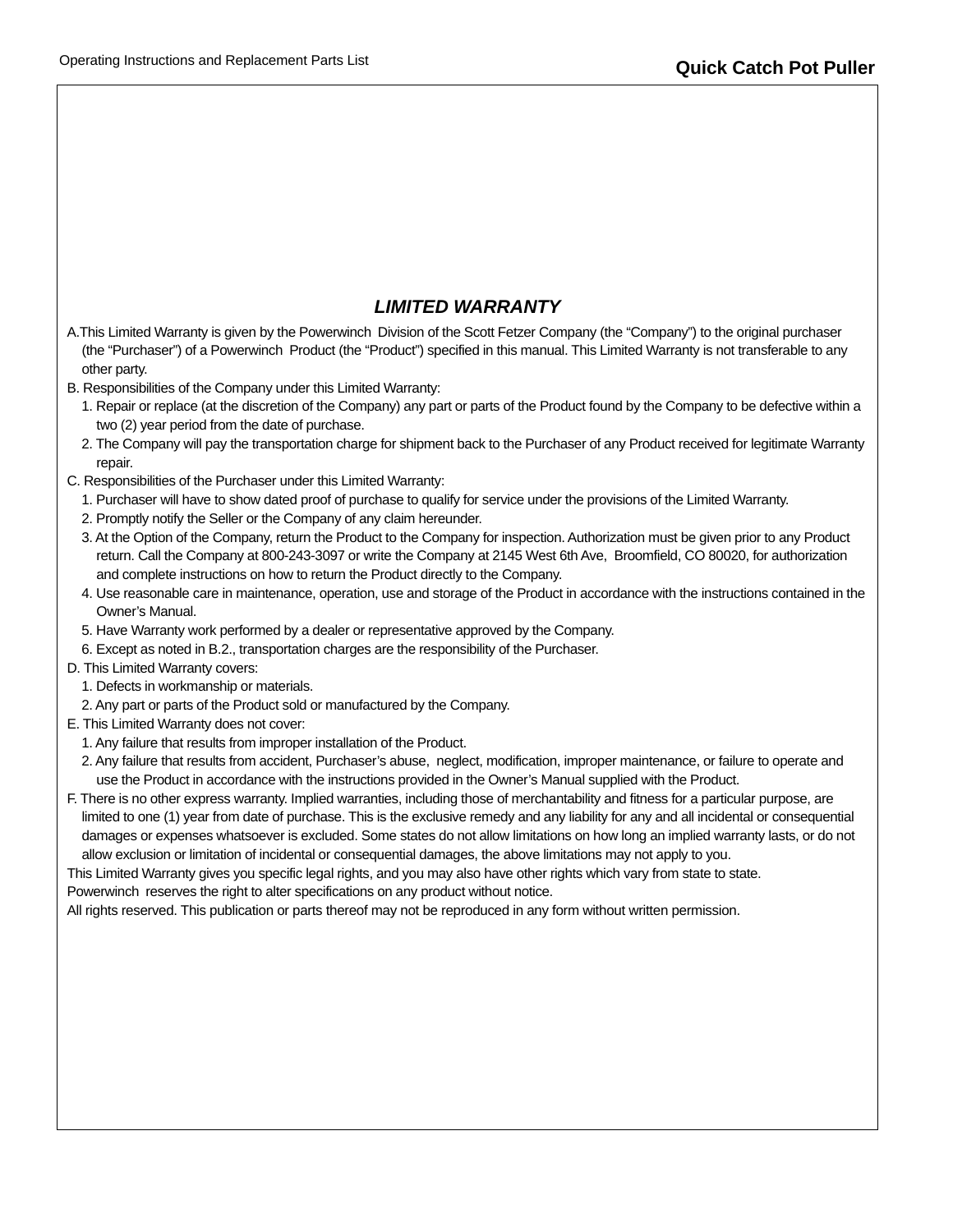## *LIMITED WARRANTY*

A.This Limited Warranty is given by the Powerwinch Division of the Scott Fetzer Company (the “Company”) to the original purchaser (the “Purchaser”) of a Powerwinch Product (the “Product”) specified in this manual. This Limited Warranty is not transferable to any other party.

B. Responsibilities of the Company under this Limited Warranty:

1. Repair or replace (at the discretion of the Company) any part or parts of the Product found by the Company to be defective within a two (2) year period from the date of purchase.
2. The Company will pay the transportation charge for shipment back to the Purchaser of any Product received for legitimate Warranty repair.

C. Responsibilities of the Purchaser under this Limited Warranty:

1. Purchaser will have to show dated proof of purchase to qualify for service under the provisions of the Limited Warranty.
2. Promptly notify the Seller or the Company of any claim hereunder.
3. At the Option of the Company, return the Product to the Company for inspection. Authorization must be given prior to any Product return. Call the Company at 800-243-3097 or write the Company at 2145 West 6th Ave, Broomfield, CO 80020, for authorization and complete instructions on how to return the Product directly to the Company.
4. Use reasonable care in maintenance, operation, use and storage of the Product in accordance with the instructions contained in the Owner’s Manual.
5. Have Warranty work performed by a dealer or representative approved by the Company.
6. Except as noted in B.2., transportation charges are the responsibility of the Purchaser.

D. This Limited Warranty covers:

1. Defects in workmanship or materials.
2. Any part or parts of the Product sold or manufactured by the Company.

E. This Limited Warranty does not cover:

1. Any failure that results from improper installation of the Product.
2. Any failure that results from accident, Purchaser’s abuse, neglect, modification, improper maintenance, or failure to operate and use the Product in accordance with the instructions provided in the Owner’s Manual supplied with the Product.

F. There is no other express warranty. Implied warranties, including those of merchantability and fitness for a particular purpose, are limited to one (1) year from date of purchase. This is the exclusive remedy and any liability for any and all incidental or consequential damages or expenses whatsoever is excluded. Some states do not allow limitations on how long an implied warranty lasts, or do not allow exclusion or limitation of incidental or consequential damages, the above limitations may not apply to you.

This Limited Warranty gives you specific legal rights, and you may also have other rights which vary from state to state.

Powerwinch reserves the right to alter specifications on any product without notice.

All rights reserved. This publication or parts thereof may not be reproduced in any form without written permission.